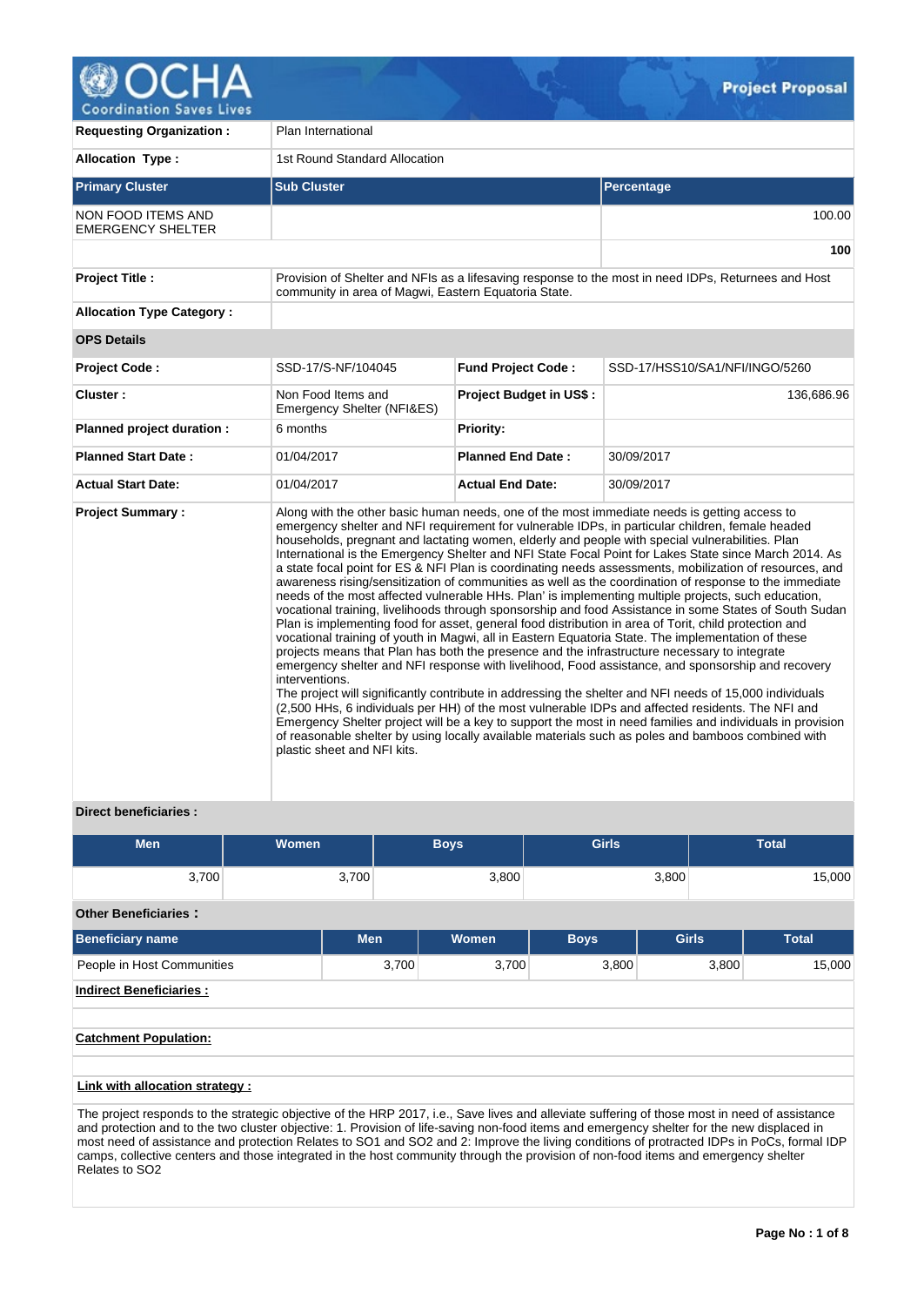# OCHA Coordination Saves Lives

**Project Proposal**

| | |
|---|---|
| **Requesting Organization :** | Plan International |
| **Allocation Type :** | 1st Round Standard Allocation |

| Primary Cluster | Sub Cluster | Percentage |
|---|---|---|
| NON FOOD ITEMS AND EMERGENCY SHELTER | | 100.00 |
| | | **100** |

| | |
|---|---|
| **Project Title :** | Provision of Shelter and NFIs as a lifesaving response to the most in need IDPs, Returnees and Host community in area of Magwi, Eastern Equatoria State. |
| **Allocation Type Category :** | |

**OPS Details**

| | | | |
|---|---|---|---|
| **Project Code :** | SSD-17/S-NF/104045 | **Fund Project Code :** | SSD-17/HSS10/SA1/NFI/INGO/5260 |
| **Cluster :** | Non Food Items and Emergency Shelter (NFI&ES) | **Project Budget in US$ :** | 136,686.96 |
| **Planned project duration :** | 6 months | **Priority:** | |
| **Planned Start Date :** | 01/04/2017 | **Planned End Date :** | 30/09/2017 |
| **Actual Start Date:** | 01/04/2017 | **Actual End Date:** | 30/09/2017 |

**Project Summary :**

Along with the other basic human needs, one of the most immediate needs is getting access to emergency shelter and NFI requirement for vulnerable IDPs, in particular children, female headed households, pregnant and lactating women, elderly and people with special vulnerabilities. Plan International is the Emergency Shelter and NFI State Focal Point for Lakes State since March 2014. As a state focal point for ES & NFI Plan is coordinating needs assessments, mobilization of resources, and awareness rising/sensitization of communities as well as the coordination of response to the immediate needs of the most affected vulnerable HHs. Plan' is implementing multiple projects, such education, vocational training, livelihoods through sponsorship and food Assistance in some States of South Sudan Plan is implementing food for asset, general food distribution in area of Torit, child protection and vocational training of youth in Magwi, all in Eastern Equatoria State. The implementation of these projects means that Plan has both the presence and the infrastructure necessary to integrate emergency shelter and NFI response with livelihood, Food assistance, and sponsorship and recovery interventions.
The project will significantly contribute in addressing the shelter and NFI needs of 15,000 individuals (2,500 HHs, 6 individuals per HH) of the most vulnerable IDPs and affected residents. The NFI and Emergency Shelter project will be a key to support the most in need families and individuals in provision of reasonable shelter by using locally available materials such as poles and bamboos combined with plastic sheet and NFI kits.

**Direct beneficiaries :**

| Men | Women | Boys | Girls | Total |
|---|---|---|---|---|
| 3,700 | 3,700 | 3,800 | 3,800 | 15,000 |

**Other Beneficiaries :**

| Beneficiary name | Men | Women | Boys | Girls | Total |
|---|---|---|---|---|---|
| People in Host Communities | 3,700 | 3,700 | 3,800 | 3,800 | 15,000 |

**Indirect Beneficiaries :**

**Catchment Population:**

**Link with allocation strategy :**

The project responds to the strategic objective of the HRP 2017, i.e., Save lives and alleviate suffering of those most in need of assistance and protection and to the two cluster objective: 1. Provision of life-saving non-food items and emergency shelter for the new displaced in most need of assistance and protection Relates to SO1 and SO2 and 2: Improve the living conditions of protracted IDPs in PoCs, formal IDP camps, collective centers and those integrated in the host community through the provision of non-food items and emergency shelter Relates to SO2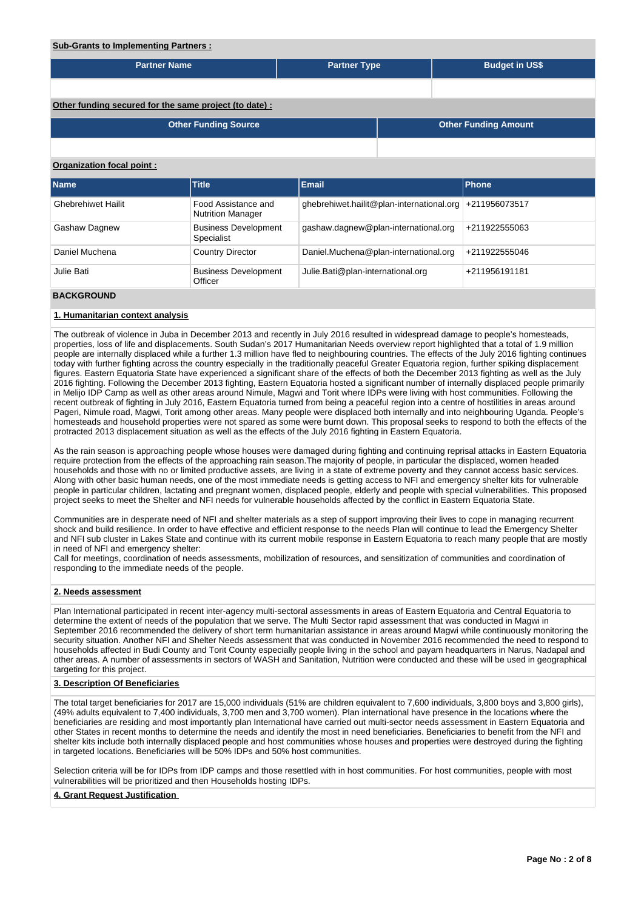**Sub-Grants to Implementing Partners :**

| Partner Name | Partner Type | Budget in US$ |
|---|---|---|
| | | |

**Other funding secured for the same project (to date) :**

| Other Funding Source | Other Funding Amount |
|---|---|
| | |

**Organization focal point :**

| Name | Title | Email | Phone |
|---|---|---|---|
| Ghebrehiwet Hailit | Food Assistance and Nutrition Manager | ghebrehiwet.hailit@plan-international.org | +211956073517 |
| Gashaw Dagnew | Business Development Specialist | gashaw.dagnew@plan-international.org | +211922555063 |
| Daniel Muchena | Country Director | Daniel.Muchena@plan-international.org | +211922555046 |
| Julie Bati | Business Development Officer | Julie.Bati@plan-international.org | +211956191181 |

## BACKGROUND

### 1. Humanitarian context analysis

The outbreak of violence in Juba in December 2013 and recently in July 2016 resulted in widespread damage to people's homesteads, properties, loss of life and displacements. South Sudan's 2017 Humanitarian Needs overview report highlighted that a total of 1.9 million people are internally displaced while a further 1.3 million have fled to neighbouring countries. The effects of the July 2016 fighting continues today with further fighting across the country especially in the traditionally peaceful Greater Equatoria region, further spiking displacement figures. Eastern Equatoria State have experienced a significant share of the effects of both the December 2013 fighting as well as the July 2016 fighting. Following the December 2013 fighting, Eastern Equatoria hosted a significant number of internally displaced people primarily in Melijo IDP Camp as well as other areas around Nimule, Magwi and Torit where IDPs were living with host communities. Following the recent outbreak of fighting in July 2016, Eastern Equatoria turned from being a peaceful region into a centre of hostilities in areas around Pageri, Nimule road, Magwi, Torit among other areas. Many people were displaced both internally and into neighbouring Uganda. People's homesteads and household properties were not spared as some were burnt down. This proposal seeks to respond to both the effects of the protracted 2013 displacement situation as well as the effects of the July 2016 fighting in Eastern Equatoria.

As the rain season is approaching people whose houses were damaged during fighting and continuing reprisal attacks in Eastern Equatoria require protection from the effects of the approaching rain season.The majority of people, in particular the displaced, women headed households and those with no or limited productive assets, are living in a state of extreme poverty and they cannot access basic services. Along with other basic human needs, one of the most immediate needs is getting access to NFI and emergency shelter kits for vulnerable people in particular children, lactating and pregnant women, displaced people, elderly and people with special vulnerabilities. This proposed project seeks to meet the Shelter and NFI needs for vulnerable households affected by the conflict in Eastern Equatoria State.

Communities are in desperate need of NFI and shelter materials as a step of support improving their lives to cope in managing recurrent shock and build resilience. In order to have effective and efficient response to the needs Plan will continue to lead the Emergency Shelter and NFI sub cluster in Lakes State and continue with its current mobile response in Eastern Equatoria to reach many people that are mostly in need of NFI and emergency shelter:
Call for meetings, coordination of needs assessments, mobilization of resources, and sensitization of communities and coordination of responding to the immediate needs of the people.

### 2. Needs assessment

Plan International participated in recent inter-agency multi-sectoral assessments in areas of Eastern Equatoria and Central Equatoria to determine the extent of needs of the population that we serve. The Multi Sector rapid assessment that was conducted in Magwi in September 2016 recommended the delivery of short term humanitarian assistance in areas around Magwi while continuously monitoring the security situation. Another NFI and Shelter Needs assessment that was conducted in November 2016 recommended the need to respond to households affected in Budi County and Torit County especially people living in the school and payam headquarters in Narus, Nadapal and other areas. A number of assessments in sectors of WASH and Sanitation, Nutrition were conducted and these will be used in geographical targeting for this project.

### 3. Description Of Beneficiaries

The total target beneficiaries for 2017 are 15,000 individuals (51% are children equivalent to 7,600 individuals, 3,800 boys and 3,800 girls), (49% adults equivalent to 7,400 individuals, 3,700 men and 3,700 women). Plan international have presence in the locations where the beneficiaries are residing and most importantly plan International have carried out multi-sector needs assessment in Eastern Equatoria and other States in recent months to determine the needs and identify the most in need beneficiaries. Beneficiaries to benefit from the NFI and shelter kits include both internally displaced people and host communities whose houses and properties were destroyed during the fighting in targeted locations. Beneficiaries will be 50% IDPs and 50% host communities.

Selection criteria will be for IDPs from IDP camps and those resettled with in host communities. For host communities, people with most vulnerabilities will be prioritized and then Households hosting IDPs.

### 4. Grant Request Justification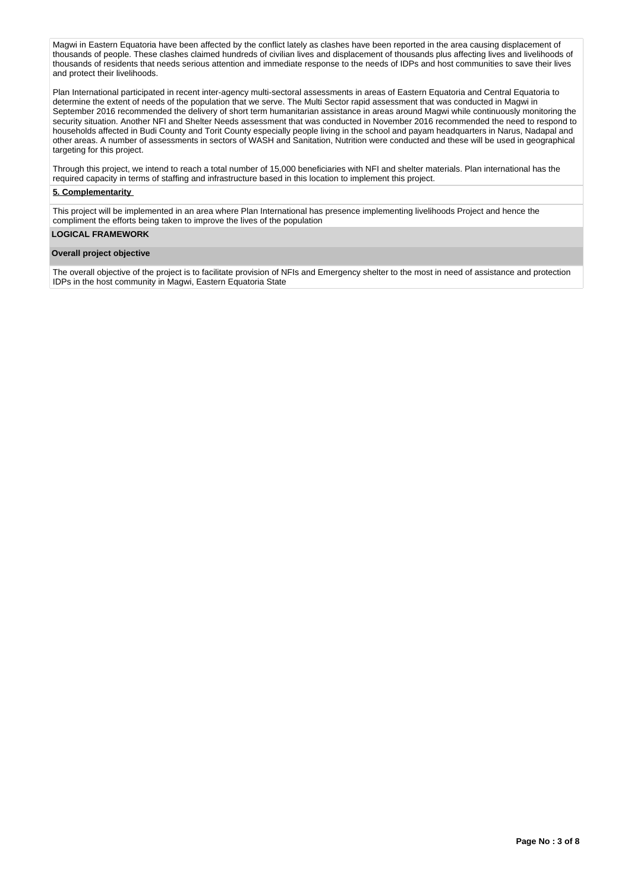Magwi in Eastern Equatoria have been affected by the conflict lately as clashes have been reported in the area causing displacement of thousands of people. These clashes claimed hundreds of civilian lives and displacement of thousands plus affecting lives and livelihoods of thousands of residents that needs serious attention and immediate response to the needs of IDPs and host communities to save their lives and protect their livelihoods.

Plan International participated in recent inter-agency multi-sectoral assessments in areas of Eastern Equatoria and Central Equatoria to determine the extent of needs of the population that we serve. The Multi Sector rapid assessment that was conducted in Magwi in September 2016 recommended the delivery of short term humanitarian assistance in areas around Magwi while continuously monitoring the security situation. Another NFI and Shelter Needs assessment that was conducted in November 2016 recommended the need to respond to households affected in Budi County and Torit County especially people living in the school and payam headquarters in Narus, Nadapal and other areas. A number of assessments in sectors of WASH and Sanitation, Nutrition were conducted and these will be used in geographical targeting for this project.

Through this project, we intend to reach a total number of 15,000 beneficiaries with NFI and shelter materials. Plan international has the required capacity in terms of staffing and infrastructure based in this location to implement this project.

**5. Complementarity**

This project will be implemented in an area where Plan International has presence implementing livelihoods Project and hence the compliment the efforts being taken to improve the lives of the population

## LOGICAL FRAMEWORK

**Overall project objective**

The overall objective of the project is to facilitate provision of NFIs and Emergency shelter to the most in need of assistance and protection IDPs in the host community in Magwi, Eastern Equatoria State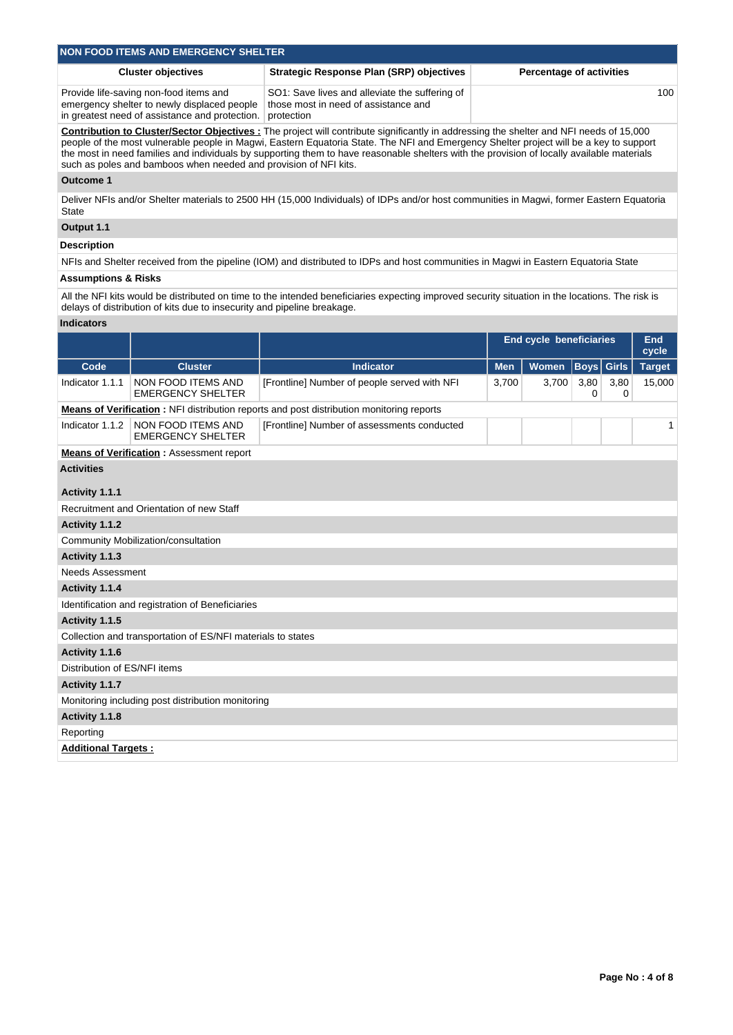## NON FOOD ITEMS AND EMERGENCY SHELTER

| Cluster objectives | Strategic Response Plan (SRP) objectives | Percentage of activities |
|---|---|---|
| Provide life-saving non-food items and emergency shelter to newly displaced people in greatest need of assistance and protection. | SO1: Save lives and alleviate the suffering of those most in need of assistance and protection | 100 |

**Contribution to Cluster/Sector Objectives :** The project will contribute significantly in addressing the shelter and NFI needs of 15,000 people of the most vulnerable people in Magwi, Eastern Equatoria State. The NFI and Emergency Shelter project will be a key to support the most in need families and individuals by supporting them to have reasonable shelters with the provision of locally available materials such as poles and bamboos when needed and provision of NFI kits.

### Outcome 1

Deliver NFIs and/or Shelter materials to 2500 HH (15,000 Individuals) of IDPs and/or host communities in Magwi, former Eastern Equatoria State

### Output 1.1

**Description**

NFIs and Shelter received from the pipeline (IOM) and distributed to IDPs and host communities in Magwi in Eastern Equatoria State

**Assumptions & Risks**

All the NFI kits would be distributed on time to the intended beneficiaries expecting improved security situation in the locations. The risk is delays of distribution of kits due to insecurity and pipeline breakage.

**Indicators**

| | | | End cycle beneficiaries | | | | End cycle |
|---|---|---|---|---|---|---|---|
| Code | Cluster | Indicator | Men | Women | Boys | Girls | Target |
| Indicator 1.1.1 | NON FOOD ITEMS AND EMERGENCY SHELTER | [Frontline] Number of people served with NFI | 3,700 | 3,700 | 3,800 | 3,800 | 15,000 |
| **Means of Verification :** NFI distribution reports and post distribution monitoring reports | | | | | | | |
| Indicator 1.1.2 | NON FOOD ITEMS AND EMERGENCY SHELTER | [Frontline] Number of assessments conducted | | | | | 1 |
| **Means of Verification :** Assessment report | | | | | | | |

**Activities**

**Activity 1.1.1**

Recruitment and Orientation of new Staff

**Activity 1.1.2**

Community Mobilization/consultation

**Activity 1.1.3**

Needs Assessment

**Activity 1.1.4**

Identification and registration of Beneficiaries

**Activity 1.1.5**

Collection and transportation of ES/NFI materials to states

**Activity 1.1.6**

Distribution of ES/NFI items

**Activity 1.1.7**

Monitoring including post distribution monitoring

**Activity 1.1.8**

Reporting

**Additional Targets :**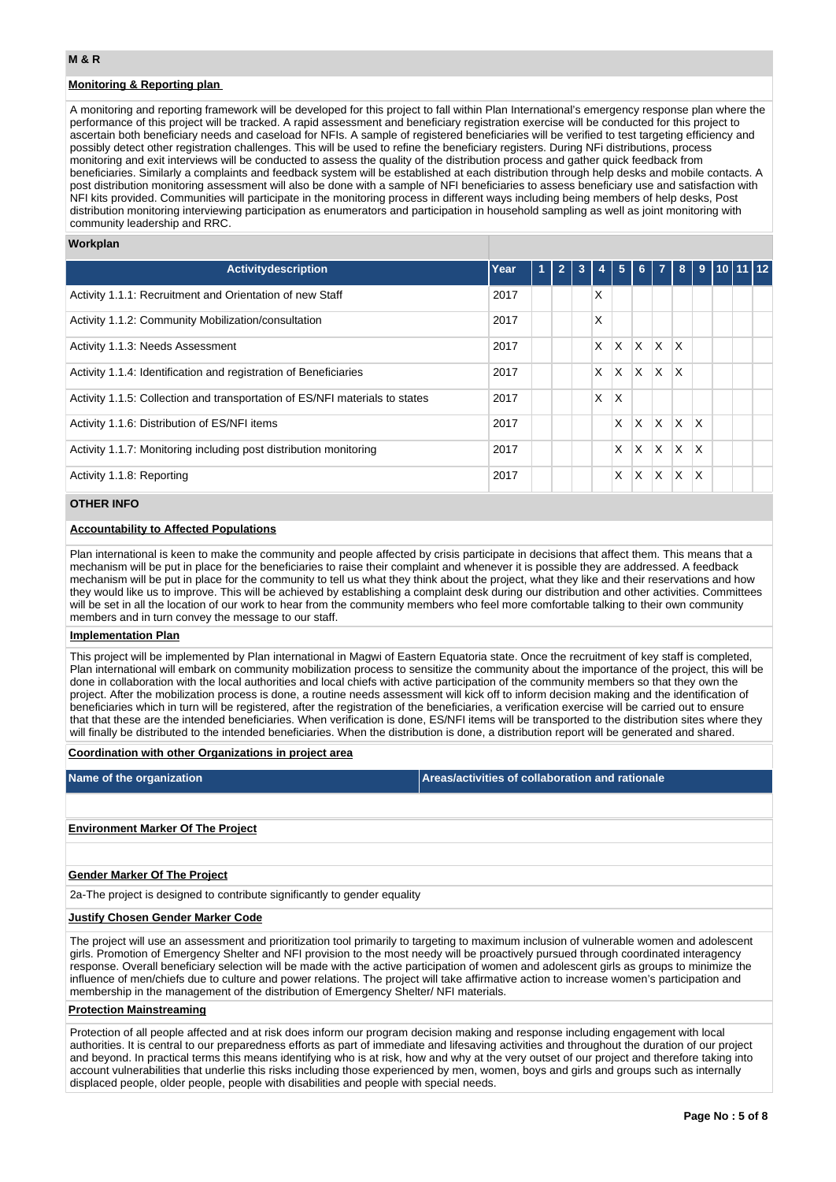## M & R

### Monitoring & Reporting plan

A monitoring and reporting framework will be developed for this project to fall within Plan International's emergency response plan where the performance of this project will be tracked. A rapid assessment and beneficiary registration exercise will be conducted for this project to ascertain both beneficiary needs and caseload for NFIs. A sample of registered beneficiaries will be verified to test targeting efficiency and possibly detect other registration challenges. This will be used to refine the beneficiary registers. During NFi distributions, process monitoring and exit interviews will be conducted to assess the quality of the distribution process and gather quick feedback from beneficiaries. Similarly a complaints and feedback system will be established at each distribution through help desks and mobile contacts. A post distribution monitoring assessment will also be done with a sample of NFI beneficiaries to assess beneficiary use and satisfaction with NFI kits provided. Communities will participate in the monitoring process in different ways including being members of help desks, Post distribution monitoring interviewing participation as enumerators and participation in household sampling as well as joint monitoring with community leadership and RRC.

### Workplan

| Activitydescription | Year | 1 | 2 | 3 | 4 | 5 | 6 | 7 | 8 | 9 | 10 | 11 | 12 |
|---|---|---|---|---|---|---|---|---|---|---|---|---|---|
| Activity 1.1.1: Recruitment and Orientation of new Staff | 2017 | | | | X | | | | | | | | |
| Activity 1.1.2: Community Mobilization/consultation | 2017 | | | | X | | | | | | | | |
| Activity 1.1.3: Needs Assessment | 2017 | | | | X | X | X | X | X | | | | |
| Activity 1.1.4: Identification and registration of Beneficiaries | 2017 | | | | X | X | X | X | X | | | | |
| Activity 1.1.5: Collection and transportation of ES/NFI materials to states | 2017 | | | | X | X | | | | | | | |
| Activity 1.1.6: Distribution of ES/NFI items | 2017 | | | | | X | X | X | X | X | | | |
| Activity 1.1.7: Monitoring including post distribution monitoring | 2017 | | | | | X | X | X | X | X | | | |
| Activity 1.1.8: Reporting | 2017 | | | | | X | X | X | X | X | | | |

## OTHER INFO

### Accountability to Affected Populations

Plan international is keen to make the community and people affected by crisis participate in decisions that affect them. This means that a mechanism will be put in place for the beneficiaries to raise their complaint and whenever it is possible they are addressed. A feedback mechanism will be put in place for the community to tell us what they think about the project, what they like and their reservations and how they would like us to improve. This will be achieved by establishing a complaint desk during our distribution and other activities. Committees will be set in all the location of our work to hear from the community members who feel more comfortable talking to their own community members and in turn convey the message to our staff.

### Implementation Plan

This project will be implemented by Plan international in Magwi of Eastern Equatoria state. Once the recruitment of key staff is completed, Plan international will embark on community mobilization process to sensitize the community about the importance of the project, this will be done in collaboration with the local authorities and local chiefs with active participation of the community members so that they own the project. After the mobilization process is done, a routine needs assessment will kick off to inform decision making and the identification of beneficiaries which in turn will be registered, after the registration of the beneficiaries, a verification exercise will be carried out to ensure that that these are the intended beneficiaries. When verification is done, ES/NFI items will be transported to the distribution sites where they will finally be distributed to the intended beneficiaries. When the distribution is done, a distribution report will be generated and shared.

### Coordination with other Organizations in project area

| Name of the organization | Areas/activities of collaboration and rationale |
|---|---|
| | |

### Environment Marker Of The Project

### Gender Marker Of The Project

2a-The project is designed to contribute significantly to gender equality

### Justify Chosen Gender Marker Code

The project will use an assessment and prioritization tool primarily to targeting to maximum inclusion of vulnerable women and adolescent girls. Promotion of Emergency Shelter and NFI provision to the most needy will be proactively pursued through coordinated interagency response. Overall beneficiary selection will be made with the active participation of women and adolescent girls as groups to minimize the influence of men/chiefs due to culture and power relations. The project will take affirmative action to increase women's participation and membership in the management of the distribution of Emergency Shelter/ NFI materials.

### Protection Mainstreaming

Protection of all people affected and at risk does inform our program decision making and response including engagement with local authorities. It is central to our preparedness efforts as part of immediate and lifesaving activities and throughout the duration of our project and beyond. In practical terms this means identifying who is at risk, how and why at the very outset of our project and therefore taking into account vulnerabilities that underlie this risks including those experienced by men, women, boys and girls and groups such as internally displaced people, older people, people with disabilities and people with special needs.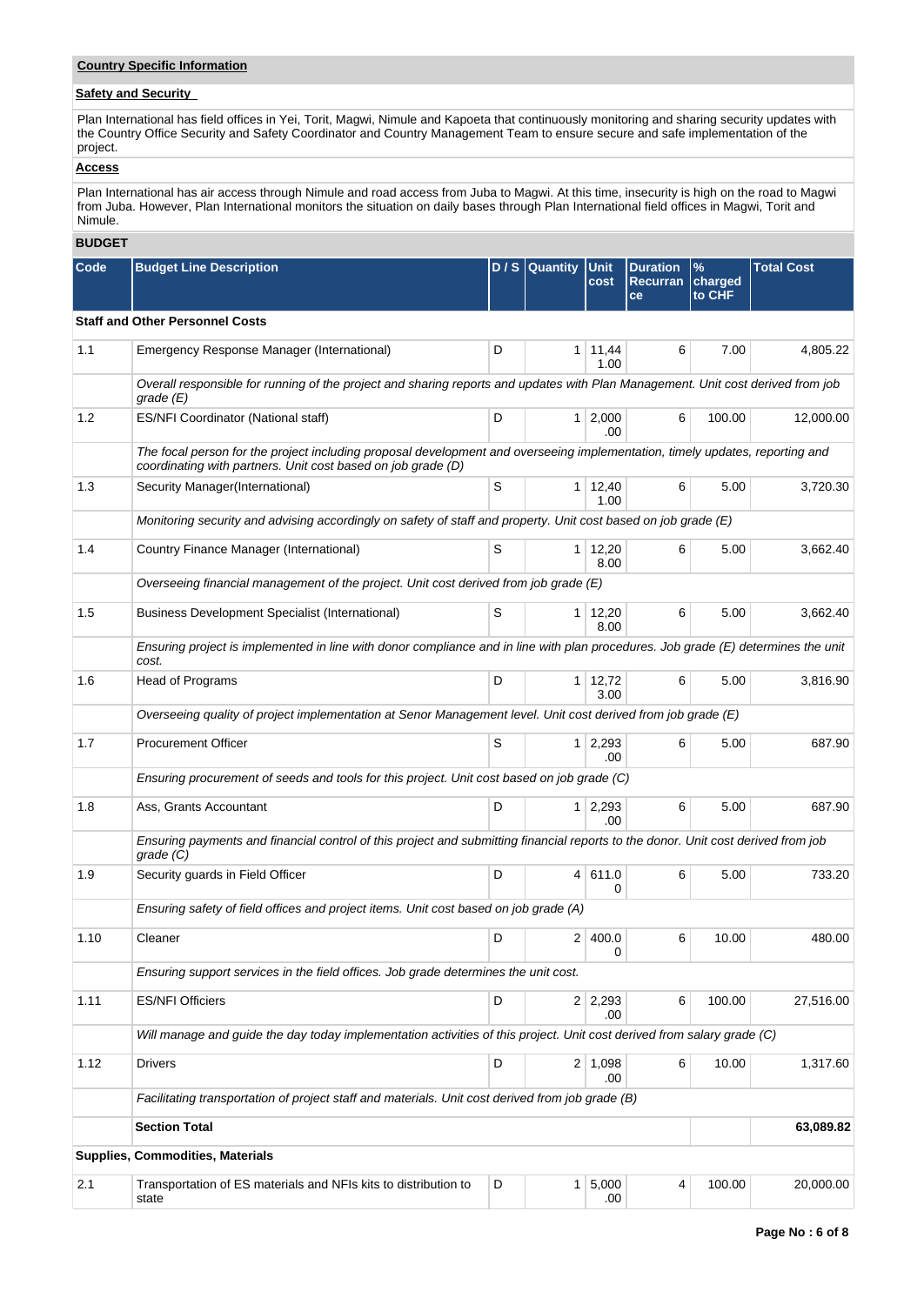## Country Specific Information

### Safety and Security

Plan International has field offices in Yei, Torit, Magwi, Nimule and Kapoeta that continuously monitoring and sharing security updates with the Country Office Security and Safety Coordinator and Country Management Team to ensure secure and safe implementation of the project.

### Access

Plan International has air access through Nimule and road access from Juba to Magwi. At this time, insecurity is high on the road to Magwi from Juba. However, Plan International monitors the situation on daily bases through Plan International field offices in Magwi, Torit and Nimule.

## BUDGET

| Code | Budget Line Description | D / S | Quantity | Unit cost | Duration Recurrance | % charged to CHF | Total Cost |
|---|---|---|---|---|---|---|---|
| **Staff and Other Personnel Costs** | | | | | | | |
| 1.1 | Emergency Response Manager (International) | D | 1 | 11,441.00 | 6 | 7.00 | 4,805.22 |
| | *Overall responsible for running of the project and sharing reports and updates with Plan Management. Unit cost derived from job grade (E)* | | | | | | |
| 1.2 | ES/NFI Coordinator (National staff) | D | 1 | 2,000.00 | 6 | 100.00 | 12,000.00 |
| | *The focal person for the project including proposal development and overseeing implementation, timely updates, reporting and coordinating with partners. Unit cost based on job grade (D)* | | | | | | |
| 1.3 | Security Manager(International) | S | 1 | 12,401.00 | 6 | 5.00 | 3,720.30 |
| | *Monitoring security and advising accordingly on safety of staff and property. Unit cost based on job grade (E)* | | | | | | |
| 1.4 | Country Finance Manager (International) | S | 1 | 12,208.00 | 6 | 5.00 | 3,662.40 |
| | *Overseeing financial management of the project. Unit cost derived from job grade (E)* | | | | | | |
| 1.5 | Business Development Specialist (International) | S | 1 | 12,208.00 | 6 | 5.00 | 3,662.40 |
| | *Ensuring project is implemented in line with donor compliance and in line with plan procedures. Job grade (E) determines the unit cost.* | | | | | | |
| 1.6 | Head of Programs | D | 1 | 12,723.00 | 6 | 5.00 | 3,816.90 |
| | *Overseeing quality of project implementation at Senor Management level. Unit cost derived from job grade (E)* | | | | | | |
| 1.7 | Procurement Officer | S | 1 | 2,293.00 | 6 | 5.00 | 687.90 |
| | *Ensuring procurement of seeds and tools for this project. Unit cost based on job grade (C)* | | | | | | |
| 1.8 | Ass, Grants Accountant | D | 1 | 2,293.00 | 6 | 5.00 | 687.90 |
| | *Ensuring payments and financial control of this project and submitting financial reports to the donor. Unit cost derived from job grade (C)* | | | | | | |
| 1.9 | Security guards in Field Officer | D | 4 | 611.00 | 6 | 5.00 | 733.20 |
| | *Ensuring safety of field offices and project items. Unit cost based on job grade (A)* | | | | | | |
| 1.10 | Cleaner | D | 2 | 400.00 | 6 | 10.00 | 480.00 |
| | *Ensuring support services in the field offices. Job grade determines the unit cost.* | | | | | | |
| 1.11 | ES/NFI Officiers | D | 2 | 2,293.00 | 6 | 100.00 | 27,516.00 |
| | *Will manage and guide the day today implementation activities of this project. Unit cost derived from salary grade (C)* | | | | | | |
| 1.12 | Drivers | D | 2 | 1,098.00 | 6 | 10.00 | 1,317.60 |
| | *Facilitating transportation of project staff and materials. Unit cost derived from job grade (B)* | | | | | | |
| | **Section Total** | | | | | | **63,089.82** |
| **Supplies, Commodities, Materials** | | | | | | | |
| 2.1 | Transportation of ES materials and NFIs kits to distribution to state | D | 1 | 5,000.00 | 4 | 100.00 | 20,000.00 |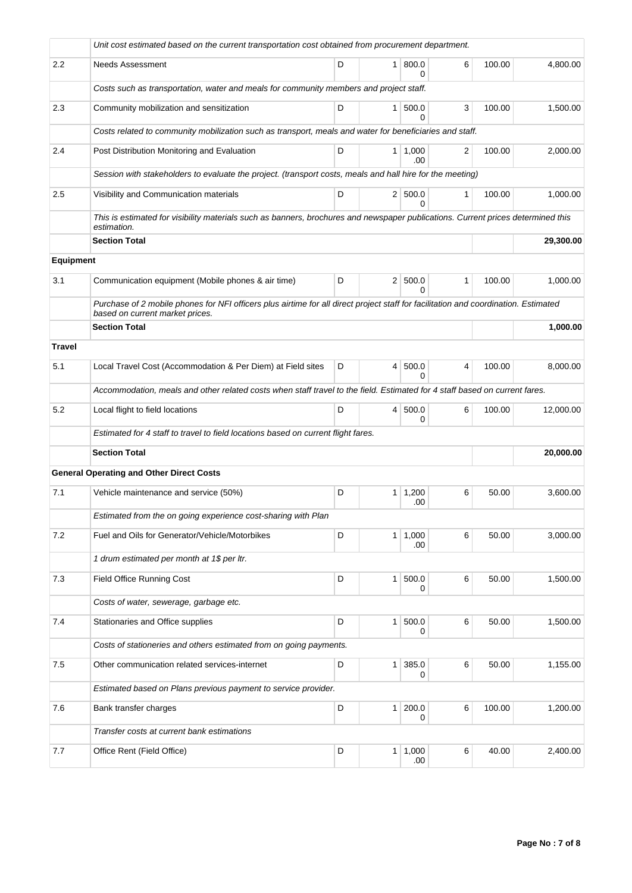| | | | | | | | |
|---|---|---|---|---|---|---|---|
| | *Unit cost estimated based on the current transportation cost obtained from procurement department.* | | | | | | |
| 2.2 | Needs Assessment | D | 1 | 800.00 | 6 | 100.00 | 4,800.00 |
| | *Costs such as transportation, water and meals for community members and project staff.* | | | | | | |
| 2.3 | Community mobilization and sensitization | D | 1 | 500.00 | 3 | 100.00 | 1,500.00 |
| | *Costs related to community mobilization such as transport, meals and water for beneficiaries and staff.* | | | | | | |
| 2.4 | Post Distribution Monitoring and Evaluation | D | 1 | 1,000.00 | 2 | 100.00 | 2,000.00 |
| | *Session with stakeholders to evaluate the project. (transport costs, meals and hall hire for the meeting)* | | | | | | |
| 2.5 | Visibility and Communication materials | D | 2 | 500.00 | 1 | 100.00 | 1,000.00 |
| | *This is estimated for visibility materials such as banners, brochures and newspaper publications. Current prices determined this estimation.* | | | | | | |
| | **Section Total** | | | | | | **29,300.00** |
| **Equipment** | | | | | | | |
| 3.1 | Communication equipment (Mobile phones & air time) | D | 2 | 500.00 | 1 | 100.00 | 1,000.00 |
| | *Purchase of 2 mobile phones for NFI officers plus airtime for all direct project staff for facilitation and coordination. Estimated based on current market prices.* | | | | | | |
| | **Section Total** | | | | | | **1,000.00** |
| **Travel** | | | | | | | |
| 5.1 | Local Travel Cost (Accommodation & Per Diem) at Field sites | D | 4 | 500.00 | 4 | 100.00 | 8,000.00 |
| | *Accommodation, meals and other related costs when staff travel to the field. Estimated for 4 staff based on current fares.* | | | | | | |
| 5.2 | Local flight to field locations | D | 4 | 500.00 | 6 | 100.00 | 12,000.00 |
| | *Estimated for 4 staff to travel to field locations based on current flight fares.* | | | | | | |
| | **Section Total** | | | | | | **20,000.00** |
| | **General Operating and Other Direct Costs** | | | | | | |
| 7.1 | Vehicle maintenance and service (50%) | D | 1 | 1,200.00 | 6 | 50.00 | 3,600.00 |
| | *Estimated from the on going experience cost-sharing with Plan* | | | | | | |
| 7.2 | Fuel and Oils for Generator/Vehicle/Motorbikes | D | 1 | 1,000.00 | 6 | 50.00 | 3,000.00 |
| | *1 drum estimated per month at 1$ per ltr.* | | | | | | |
| 7.3 | Field Office Running Cost | D | 1 | 500.00 | 6 | 50.00 | 1,500.00 |
| | *Costs of water, sewerage, garbage etc.* | | | | | | |
| 7.4 | Stationaries and Office supplies | D | 1 | 500.00 | 6 | 50.00 | 1,500.00 |
| | *Costs of stationeries and others estimated from on going payments.* | | | | | | |
| 7.5 | Other communication related services-internet | D | 1 | 385.00 | 6 | 50.00 | 1,155.00 |
| | *Estimated based on Plans previous payment to service provider.* | | | | | | |
| 7.6 | Bank transfer charges | D | 1 | 200.00 | 6 | 100.00 | 1,200.00 |
| | *Transfer costs at current bank estimations* | | | | | | |
| 7.7 | Office Rent (Field Office) | D | 1 | 1,000.00 | 6 | 40.00 | 2,400.00 |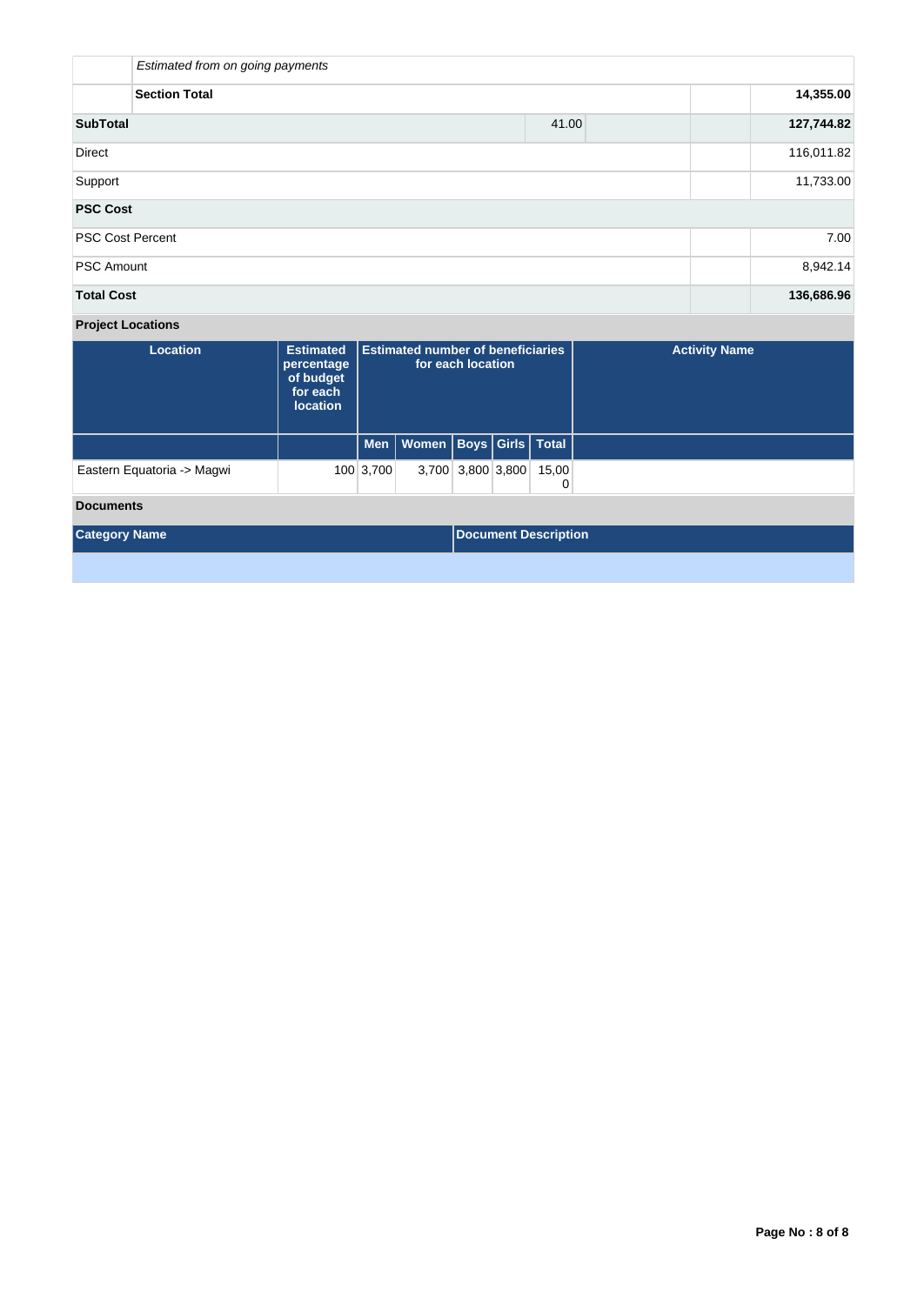| | | | | |
|---|---|---|---|---|
| | *Estimated from on going payments* | | | |
| | **Section Total** | | | **14,355.00** |
| **SubTotal** | | 41.00 | | **127,744.82** |
| Direct | | | | 116,011.82 |
| Support | | | | 11,733.00 |
| **PSC Cost** | | | | |
| PSC Cost Percent | | | | 7.00 |
| PSC Amount | | | | 8,942.14 |
| **Total Cost** | | | | **136,686.96** |

**Project Locations**

| Location | Estimated percentage of budget for each location | Estimated number of beneficiaries for each location | | | | | Activity Name |
|---|---|---|---|---|---|---|---|
| | | Men | Women | Boys | Girls | Total | |
| Eastern Equatoria -> Magwi | 100 | 3,700 | 3,700 | 3,800 | 3,800 | 15,000 | |

**Documents**

| Category Name | Document Description |
|---|---|
| | |